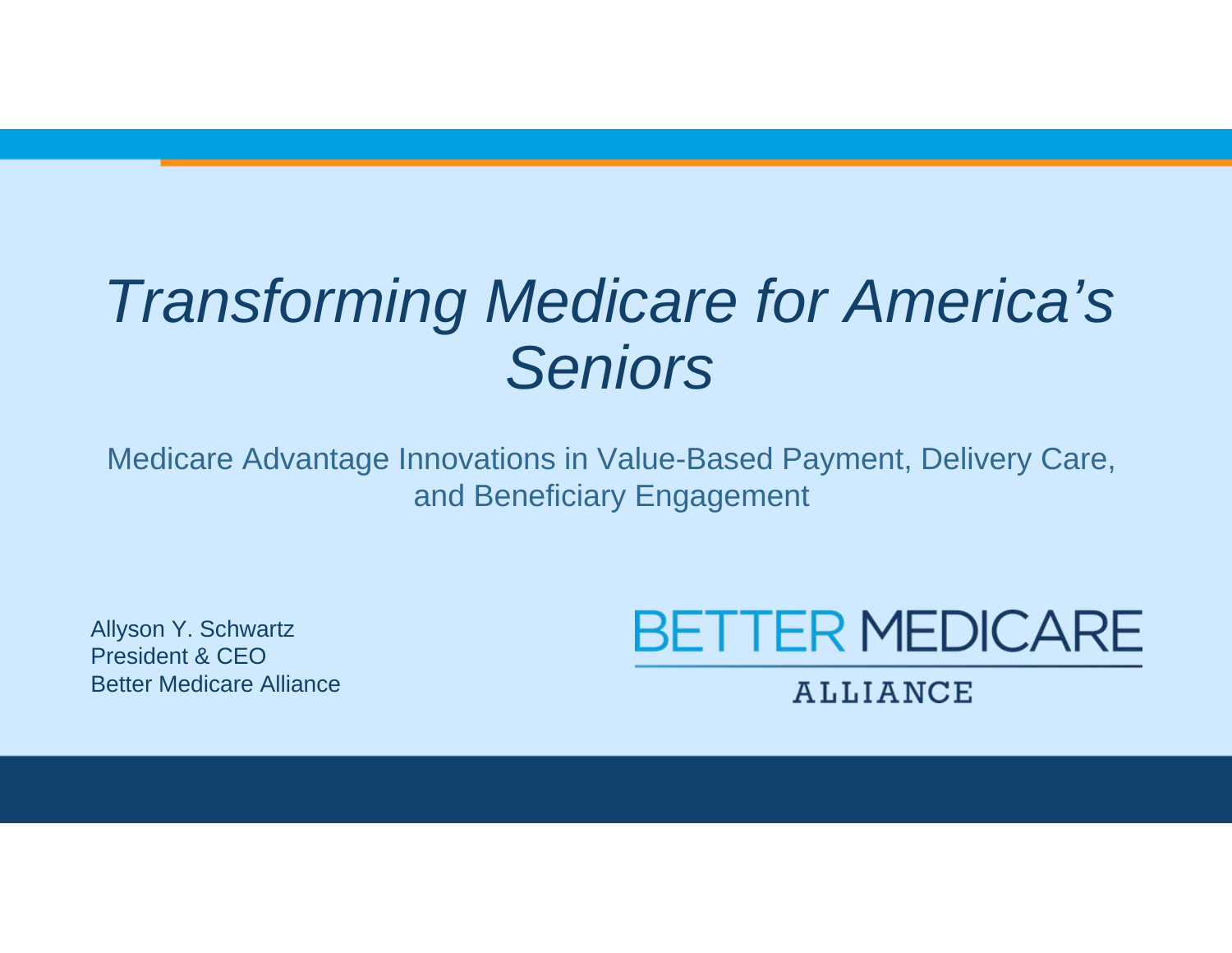# *Transforming Medicare for America's Seniors*

Medicare Advantage Innovations in Value-Based Payment, Delivery Care, and Beneficiary Engagement

Allyson Y. Schwartz
President & CEO
Better Medicare Alliance

BETTER MEDICARE ALLIANCE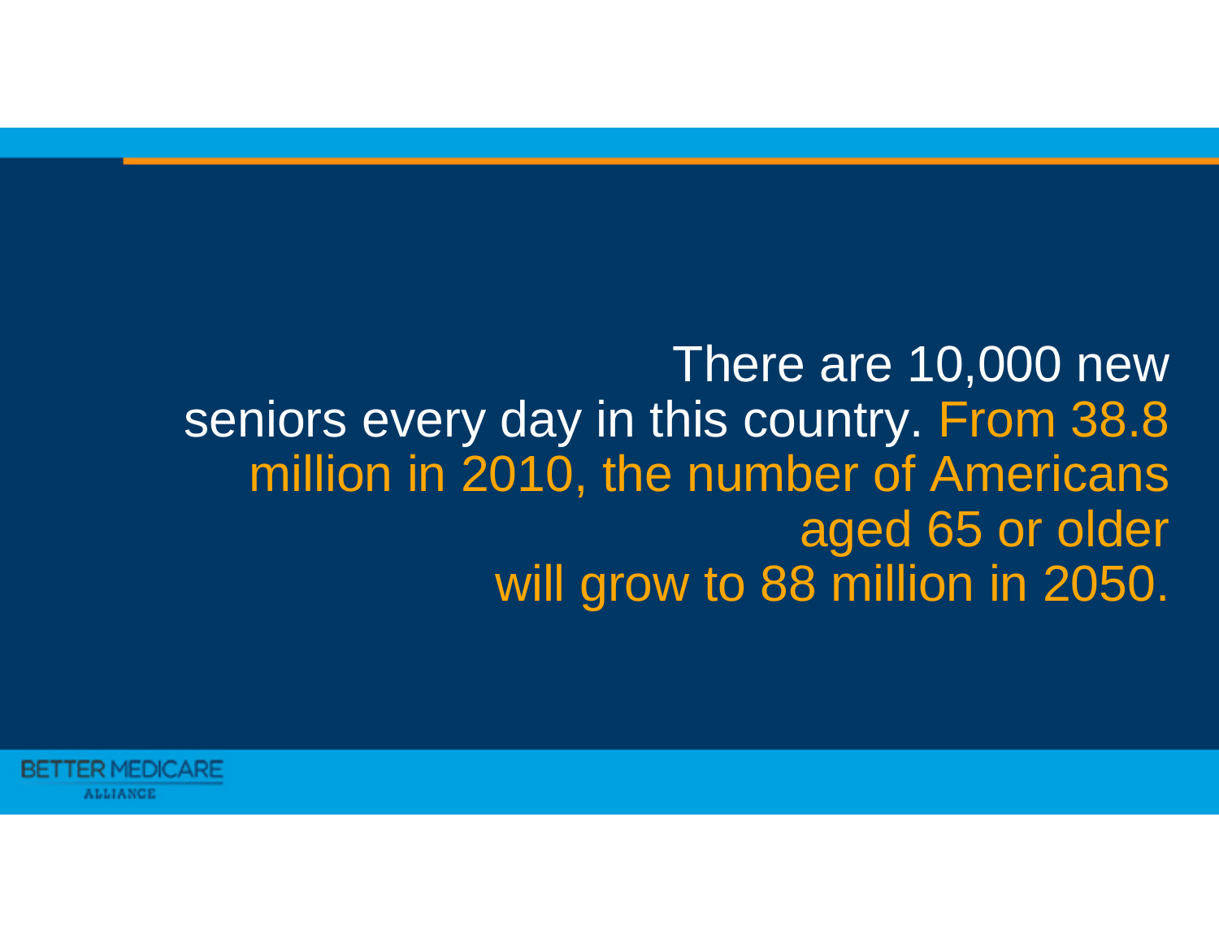There are 10,000 new seniors every day in this country. From 38.8 million in 2010, the number of Americans aged 65 or older will grow to 88 million in 2050.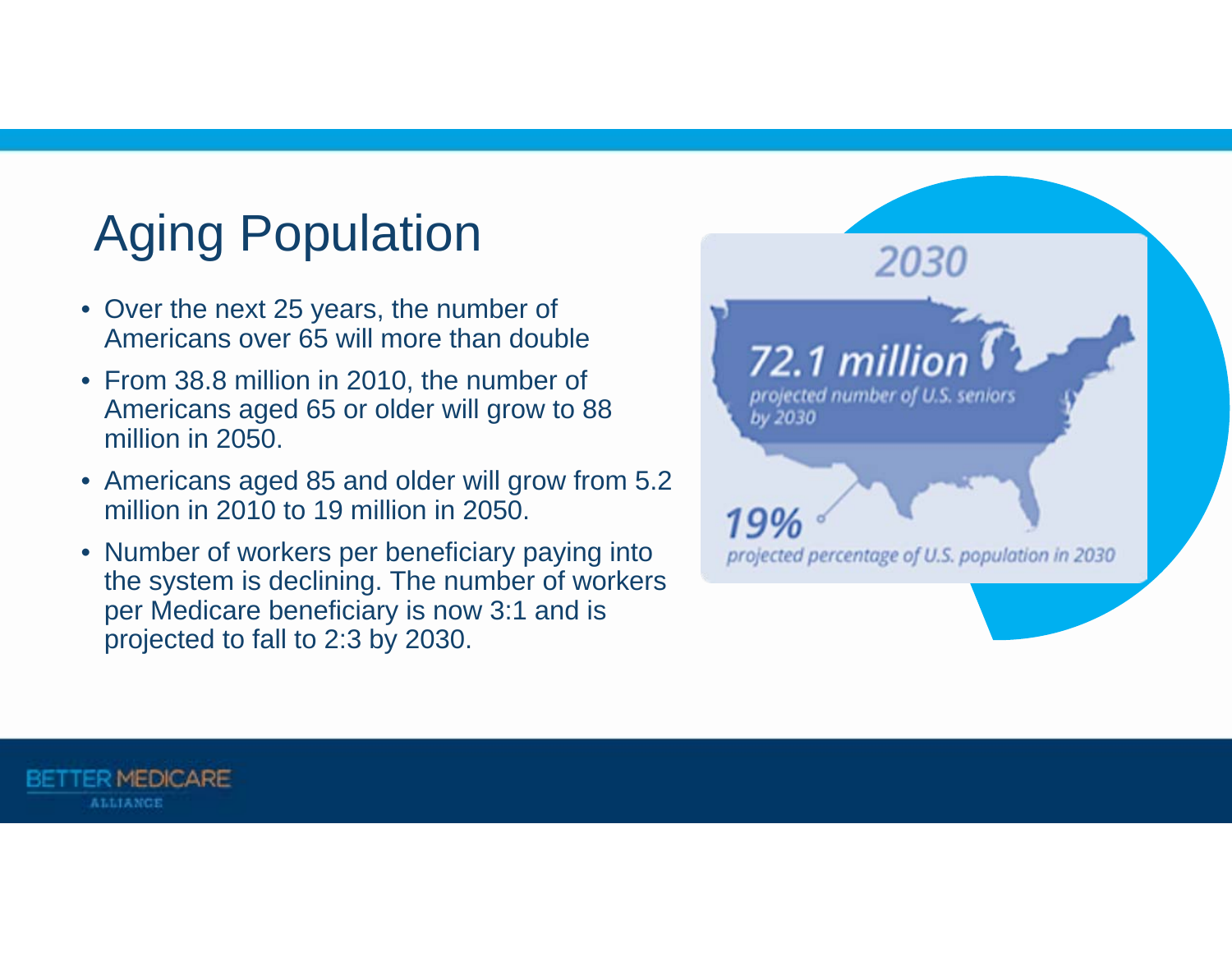# Aging Population

- Over the next 25 years, the number of Americans over 65 will more than double
- From 38.8 million in 2010, the number of Americans aged 65 or older will grow to 88 million in 2050.
- Americans aged 85 and older will grow from 5.2 million in 2010 to 19 million in 2050.
- Number of workers per beneficiary paying into the system is declining. The number of workers per Medicare beneficiary is now 3:1 and is projected to fall to 2:3 by 2030.

2030

**72.1 million**

*projected number of U.S. seniors by 2030*

**19%**

*projected percentage of U.S. population in 2030*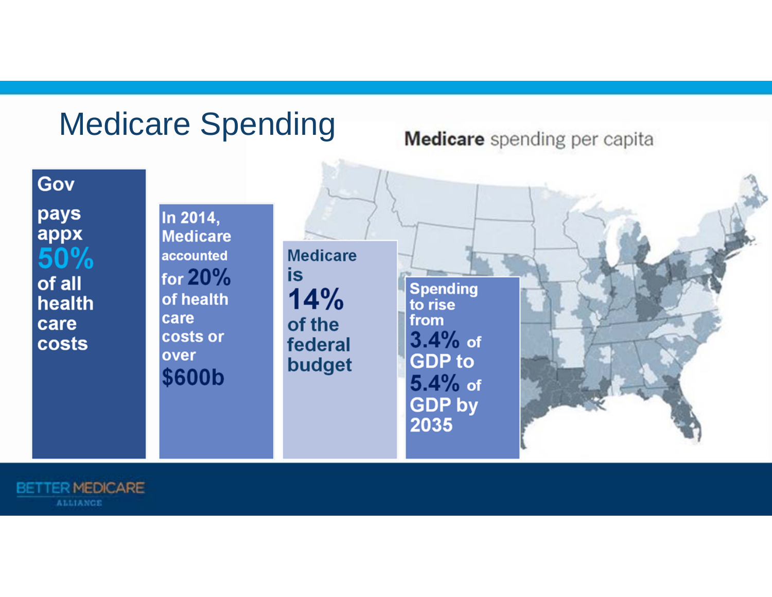# Medicare Spending

**Medicare** spending per capita

Gov pays appx **50%** of all health care costs

In 2014, Medicare accounted for **20%** of health care costs or over **$600b**

Medicare is **14%** of the federal budget

Spending to rise from **3.4%** of GDP to **5.4%** of GDP by 2035

BETTER MEDICARE ALLIANCE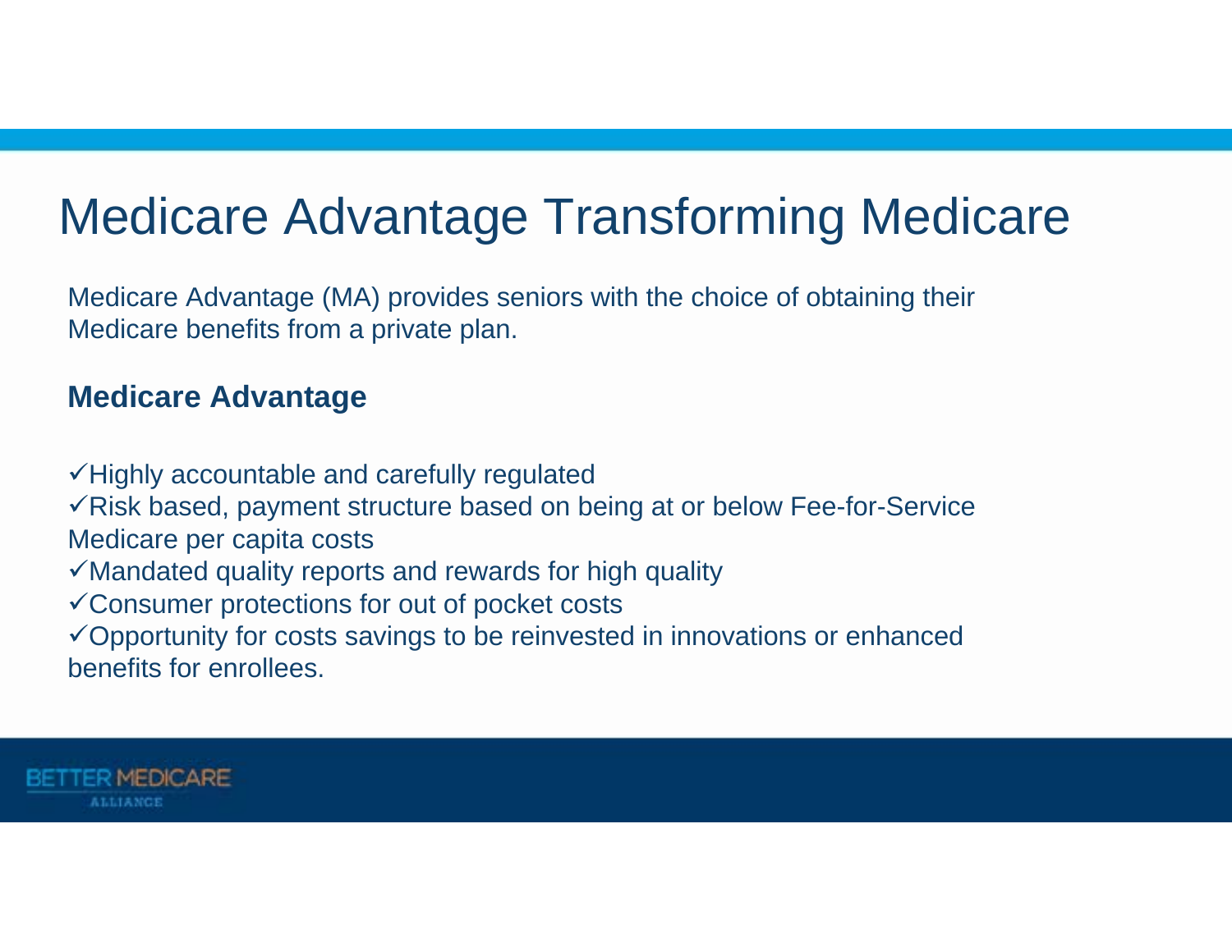# Medicare Advantage Transforming Medicare

Medicare Advantage (MA) provides seniors with the choice of obtaining their Medicare benefits from a private plan.

**Medicare Advantage**

- ✓Highly accountable and carefully regulated
- ✓Risk based, payment structure based on being at or below Fee-for-Service Medicare per capita costs
- ✓Mandated quality reports and rewards for high quality
- ✓Consumer protections for out of pocket costs
- ✓Opportunity for costs savings to be reinvested in innovations or enhanced benefits for enrollees.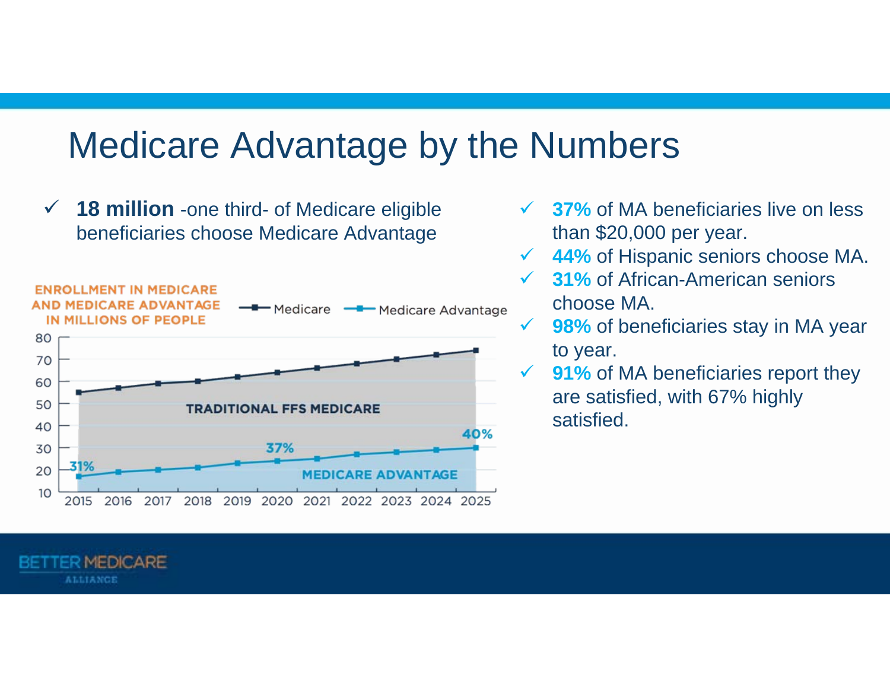# Medicare Advantage by the Numbers

- ✓ **18 million** -one third- of Medicare eligible beneficiaries choose Medicare Advantage

ENROLLMENT IN MEDICARE AND MEDICARE ADVANTAGE IN MILLIONS OF PEOPLE

Medicare | Medicare Advantage

TRADITIONAL FFS MEDICARE

MEDICARE ADVANTAGE

31% (2015) — 37% (2020) — 40% (2025)

- ✓ **37%** of MA beneficiaries live on less than $20,000 per year.
- ✓ **44%** of Hispanic seniors choose MA.
- ✓ **31%** of African-American seniors choose MA.
- ✓ **98%** of beneficiaries stay in MA year to year.
- ✓ **91%** of MA beneficiaries report they are satisfied, with 67% highly satisfied.

BETTER MEDICARE ALLIANCE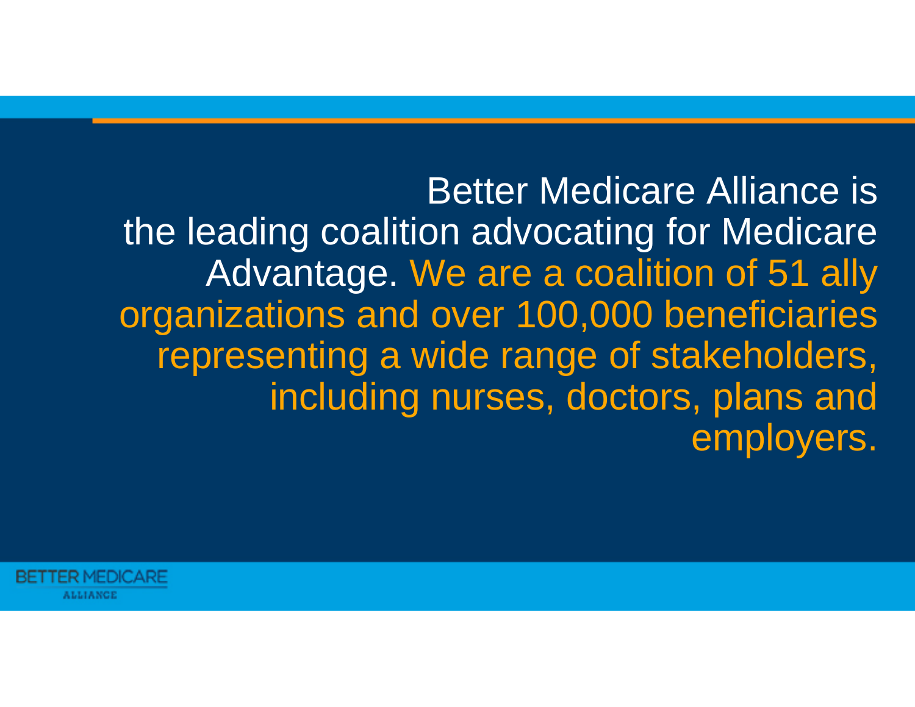Better Medicare Alliance is the leading coalition advocating for Medicare Advantage. We are a coalition of 51 ally organizations and over 100,000 beneficiaries representing a wide range of stakeholders, including nurses, doctors, plans and employers.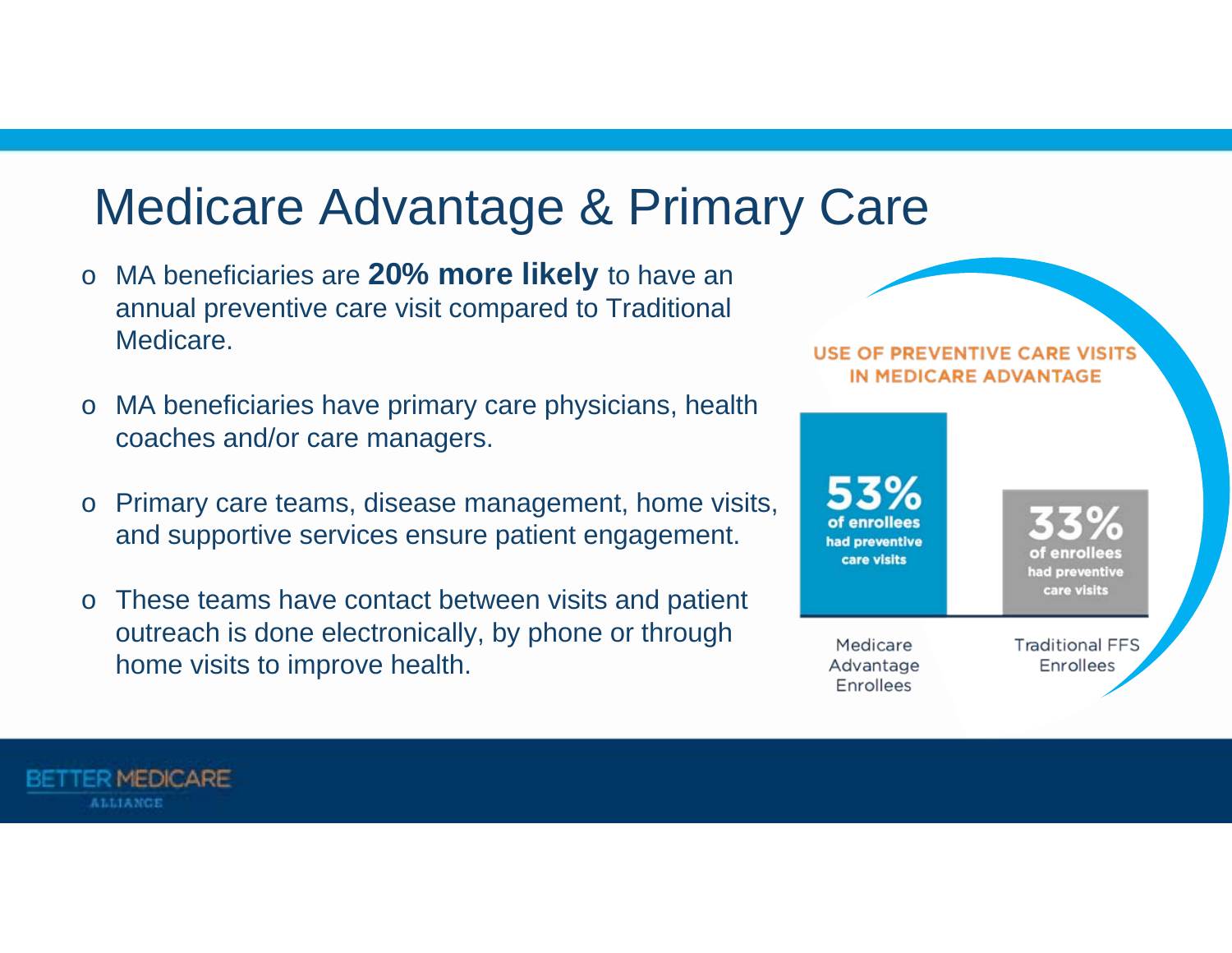# Medicare Advantage & Primary Care

- MA beneficiaries are **20% more likely** to have an annual preventive care visit compared to Traditional Medicare.
- MA beneficiaries have primary care physicians, health coaches and/or care managers.
- Primary care teams, disease management, home visits, and supportive services ensure patient engagement.
- These teams have contact between visits and patient outreach is done electronically, by phone or through home visits to improve health.

**USE OF PREVENTIVE CARE VISITS IN MEDICARE ADVANTAGE**

| Medicare Advantage Enrollees | Traditional FFS Enrollees |
|---|---|
| 53% of enrollees had preventive care visits | 33% of enrollees had preventive care visits |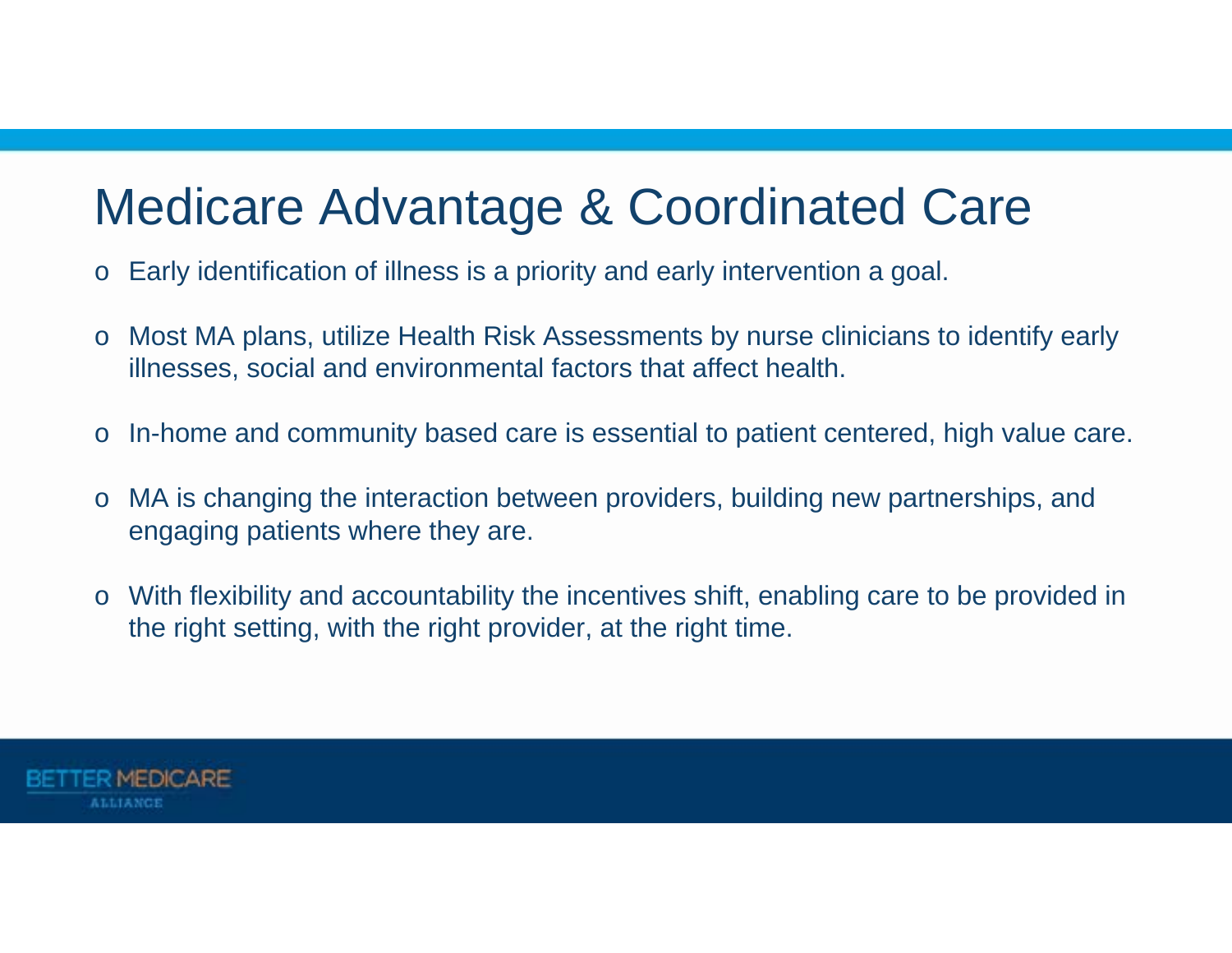# Medicare Advantage & Coordinated Care

- Early identification of illness is a priority and early intervention a goal.
- Most MA plans, utilize Health Risk Assessments by nurse clinicians to identify early illnesses, social and environmental factors that affect health.
- In-home and community based care is essential to patient centered, high value care.
- MA is changing the interaction between providers, building new partnerships, and engaging patients where they are.
- With flexibility and accountability the incentives shift, enabling care to be provided in the right setting, with the right provider, at the right time.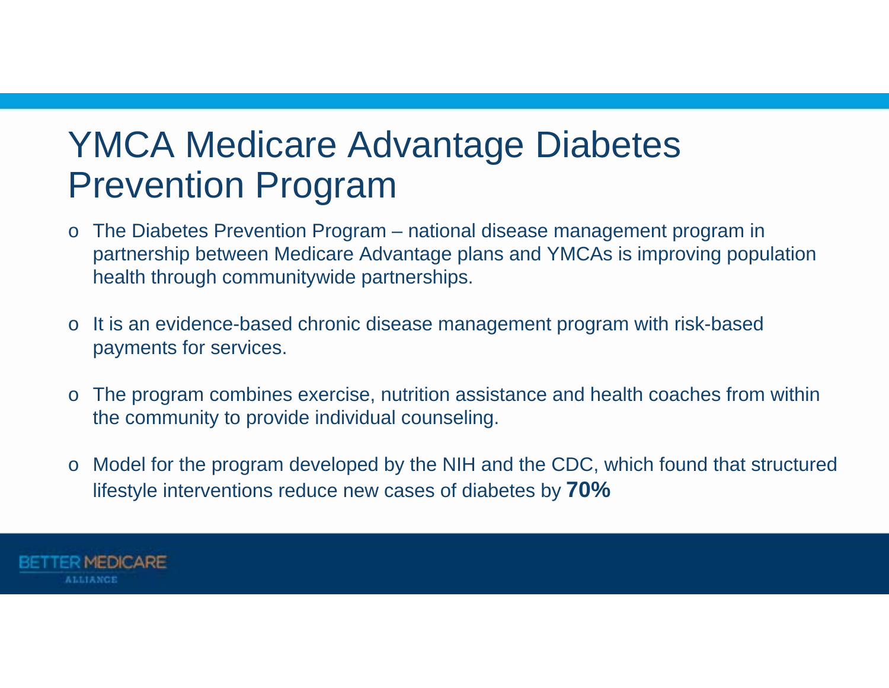# YMCA Medicare Advantage Diabetes Prevention Program

- The Diabetes Prevention Program – national disease management program in partnership between Medicare Advantage plans and YMCAs is improving population health through communitywide partnerships.
- It is an evidence-based chronic disease management program with risk-based payments for services.
- The program combines exercise, nutrition assistance and health coaches from within the community to provide individual counseling.
- Model for the program developed by the NIH and the CDC, which found that structured lifestyle interventions reduce new cases of diabetes by **70%**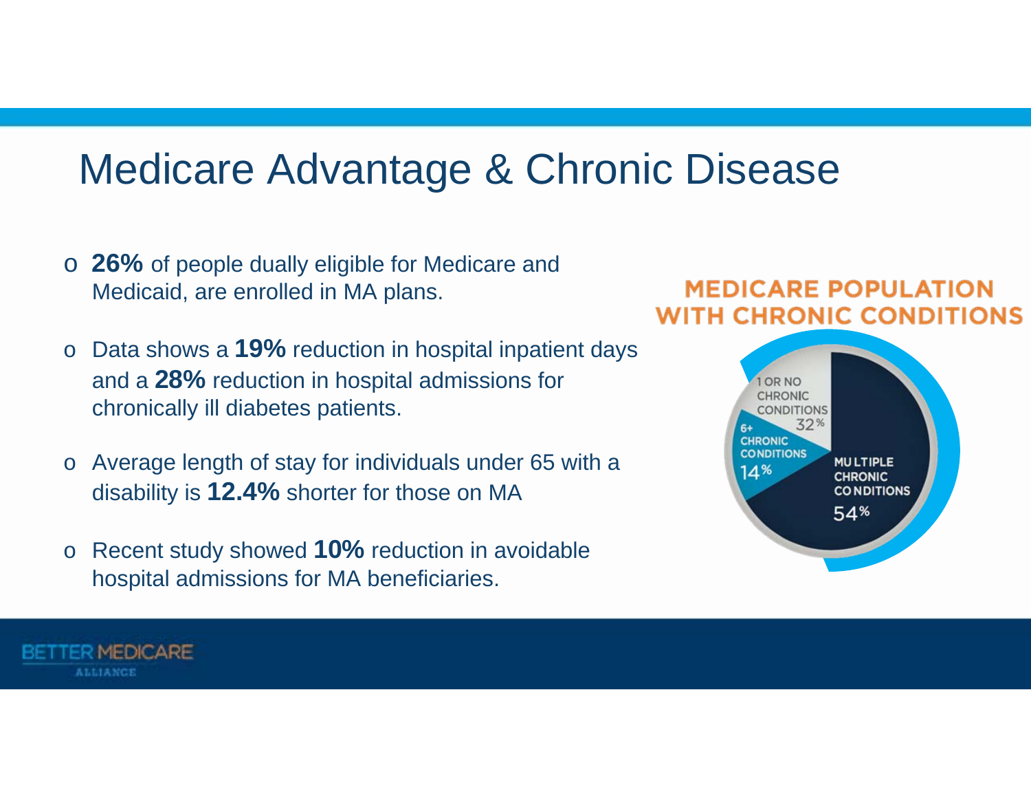# Medicare Advantage & Chronic Disease

- **26%** of people dually eligible for Medicare and Medicaid, are enrolled in MA plans.
- Data shows a **19%** reduction in hospital inpatient days and a **28%** reduction in hospital admissions for chronically ill diabetes patients.
- Average length of stay for individuals under 65 with a disability is **12.4%** shorter for those on MA
- Recent study showed **10%** reduction in avoidable hospital admissions for MA beneficiaries.

**MEDICARE POPULATION WITH CHRONIC CONDITIONS**

- 1 OR NO CHRONIC CONDITIONS 32%
- 6+ CHRONIC CONDITIONS 14%
- MULTIPLE CHRONIC CONDITIONS 54%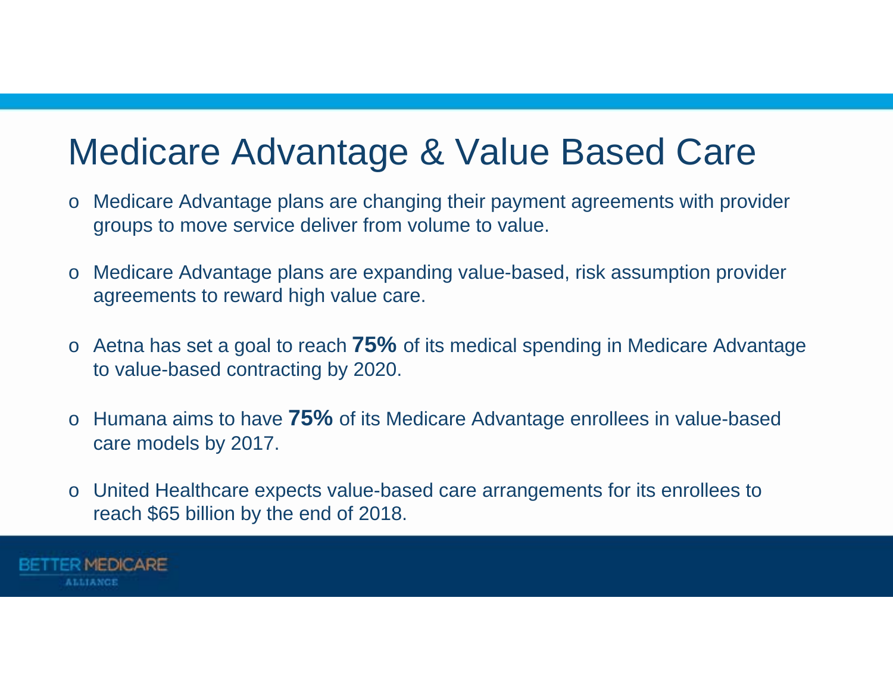# Medicare Advantage & Value Based Care

- Medicare Advantage plans are changing their payment agreements with provider groups to move service deliver from volume to value.
- Medicare Advantage plans are expanding value-based, risk assumption provider agreements to reward high value care.
- Aetna has set a goal to reach **75%** of its medical spending in Medicare Advantage to value-based contracting by 2020.
- Humana aims to have **75%** of its Medicare Advantage enrollees in value-based care models by 2017.
- United Healthcare expects value-based care arrangements for its enrollees to reach $65 billion by the end of 2018.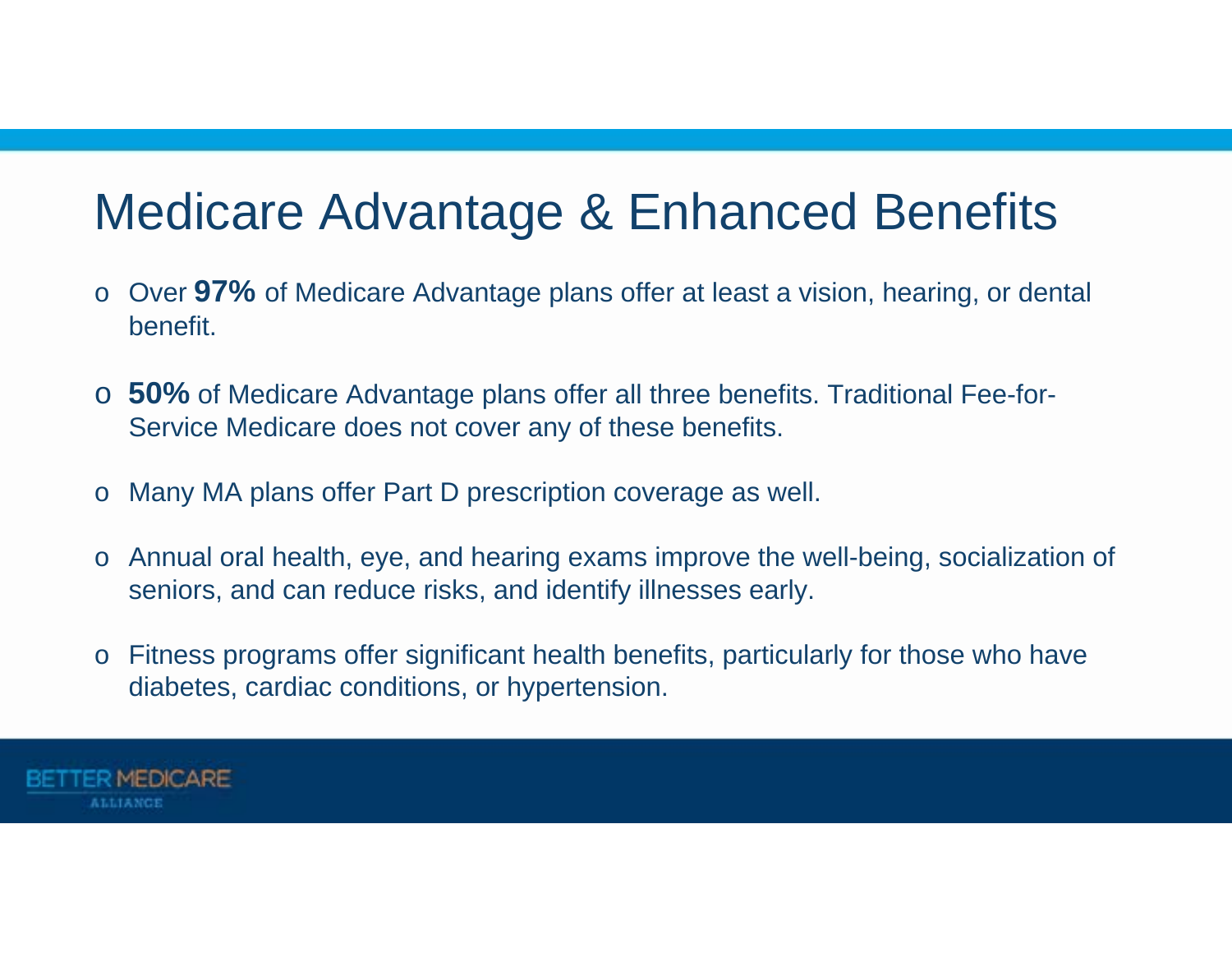# Medicare Advantage & Enhanced Benefits

- Over **97%** of Medicare Advantage plans offer at least a vision, hearing, or dental benefit.
- **50%** of Medicare Advantage plans offer all three benefits. Traditional Fee-for-Service Medicare does not cover any of these benefits.
- Many MA plans offer Part D prescription coverage as well.
- Annual oral health, eye, and hearing exams improve the well-being, socialization of seniors, and can reduce risks, and identify illnesses early.
- Fitness programs offer significant health benefits, particularly for those who have diabetes, cardiac conditions, or hypertension.

BETTER MEDICARE ALLIANCE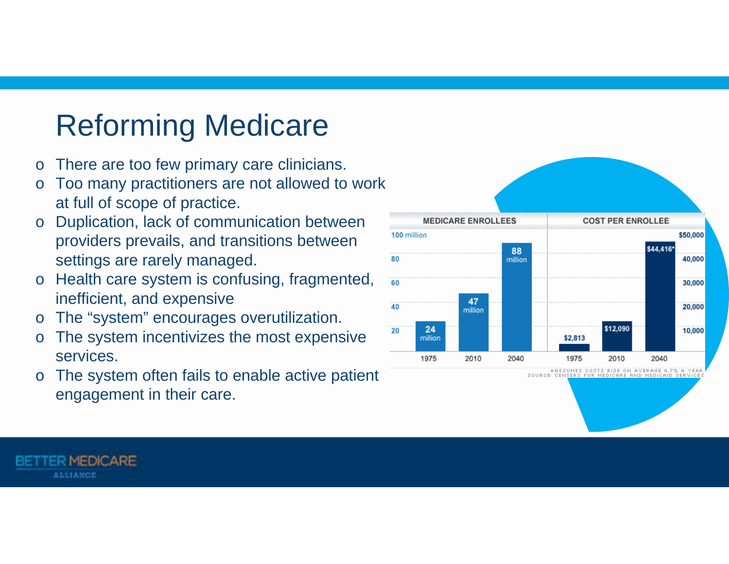# Reforming Medicare

- There are too few primary care clinicians.
- Too many practitioners are not allowed to work at full of scope of practice.
- Duplication, lack of communication between providers prevails, and transitions between settings are rarely managed.
- Health care system is confusing, fragmented, inefficient, and expensive
- The "system" encourages overutilization.
- The system incentivizes the most expensive services.
- The system often fails to enable active patient engagement in their care.

| | MEDICARE ENROLLEES | COST PER ENROLLEE |
|---|---|---|
| 1975 | 24 million | $2,813 |
| 2010 | 47 million | $12,090 |
| 2040 | 88 million | $44,416* |

*ASSUMES COSTS RISE ON AVERAGE 4.7% A YEAR.
SOURCE: CENTERS FOR MEDICARE AND MEDICAID SERVICES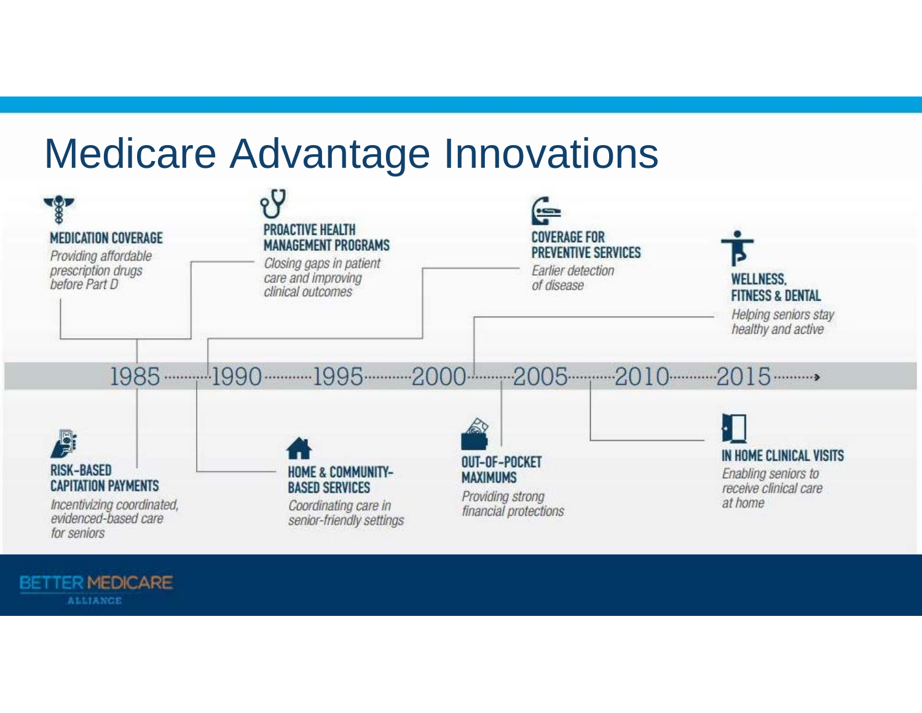# Medicare Advantage Innovations

**MEDICATION COVERAGE**
*Providing affordable prescription drugs before Part D*

**PROACTIVE HEALTH MANAGEMENT PROGRAMS**
*Closing gaps in patient care and improving clinical outcomes*

**COVERAGE FOR PREVENTIVE SERVICES**
*Earlier detection of disease*

**WELLNESS, FITNESS & DENTAL**
*Helping seniors stay healthy and active*

1985 ········ 1990 ········ 1995 ········ 2000 ········ 2005 ········ 2010 ········ 2015 ········›

**RISK-BASED CAPITATION PAYMENTS**
*Incentivizing coordinated, evidenced-based care for seniors*

**HOME & COMMUNITY-BASED SERVICES**
*Coordinating care in senior-friendly settings*

**OUT-OF-POCKET MAXIMUMS**
*Providing strong financial protections*

**IN HOME CLINICAL VISITS**
*Enabling seniors to receive clinical care at home*

BETTER MEDICARE ALLIANCE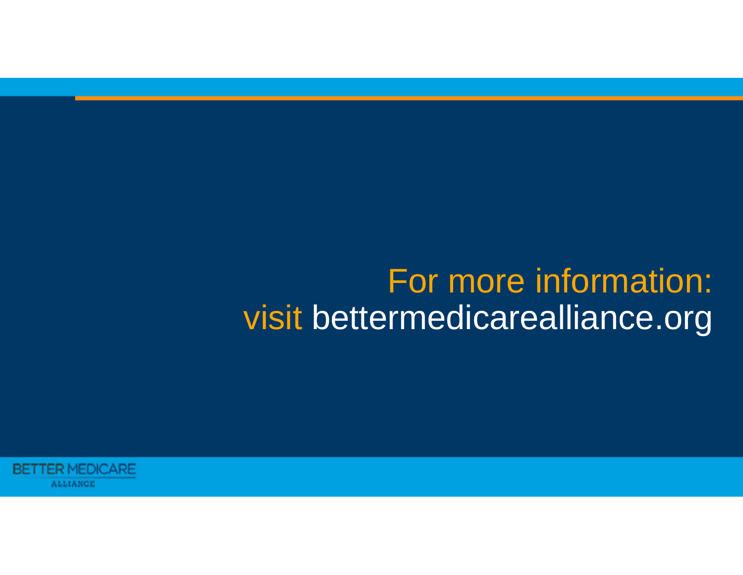For more information:
visit bettermedicarealliance.org

BETTER MEDICARE ALLIANCE